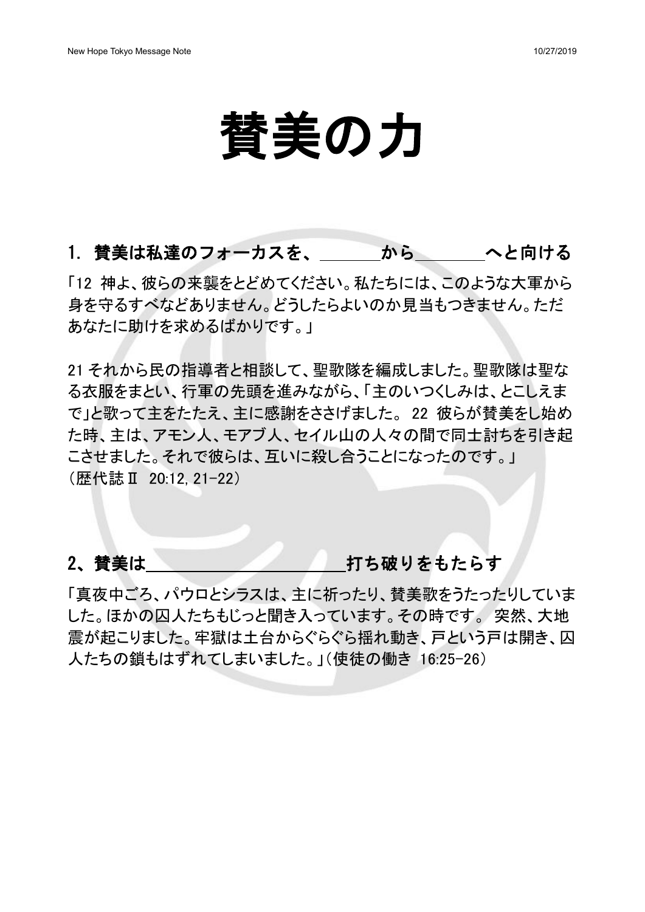# 賛美の力

## 1. 賛美は私達のフォーカスを、\_\_\_\_\_\_から\_\_\_\_\_\_\_へと向ける

「12 神よ、彼らの来襲をとどめてください。私たちには、このような大軍から身を守るすべなどありません。どうしたらよいのか見当もつきません。ただあなたに助けを求めるばかりです。」

21 それから民の指導者と相談して、聖歌隊を編成しました。聖歌隊は聖なる衣服をまとい、行軍の先頭を進みながら、「主のいつくしみは、とこしえまで」と歌って主をたたえ、主に感謝をささげました。 22 彼らが賛美をし始めた時、主は、アモン人、モアブ人、セイル山の人々の間で同士討ちを引き起こさせました。それで彼らは、互いに殺し合うことになったのです。」
（歴代誌Ⅱ 20:12, 21-22）

## 2、賛美は\_\_\_\_\_\_\_\_\_\_\_\_\_\_\_\_\_\_\_\_打ち破りをもたらす

「真夜中ごろ、パウロとシラスは、主に祈ったり、賛美歌をうたったりしていました。ほかの囚人たちもじっと聞き入っています。その時です。 突然、大地震が起こりました。牢獄は土台からぐらぐら揺れ動き、戸という戸は開き、囚人たちの鎖もはずれてしまいました。」（使徒の働き 16:25-26）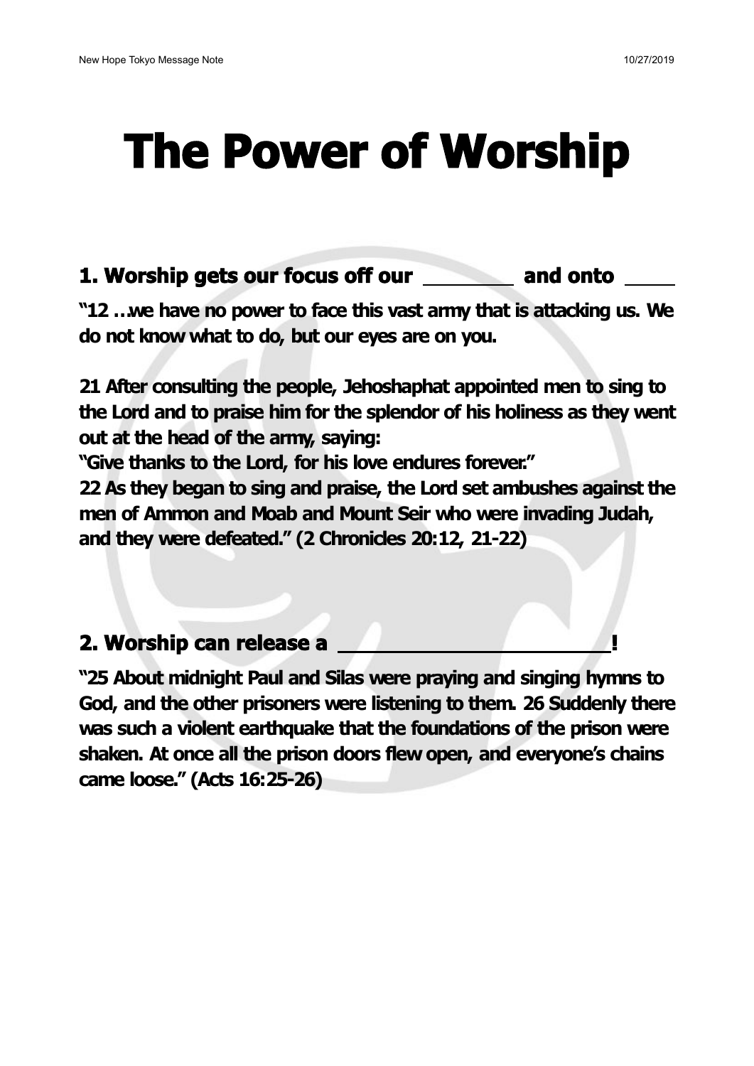# The Power of Worship

## 1. Worship gets our focus off our ________ and onto ____

**"12 …we have no power to face this vast army that is attacking us. We do not know what to do, but our eyes are on you.**

**21 After consulting the people, Jehoshaphat appointed men to sing to the Lord and to praise him for the splendor of his holiness as they went out at the head of the army, saying:**
**"Give thanks to the Lord, for his love endures forever."**
**22 As they began to sing and praise, the Lord set ambushes against the men of Ammon and Moab and Mount Seir who were invading Judah, and they were defeated." (2 Chronicles 20:12, 21-22)**

## 2. Worship can release a ______________________!

**"25 About midnight Paul and Silas were praying and singing hymns to God, and the other prisoners were listening to them. 26 Suddenly there was such a violent earthquake that the foundations of the prison were shaken. At once all the prison doors flew open, and everyone's chains came loose." (Acts 16:25-26)**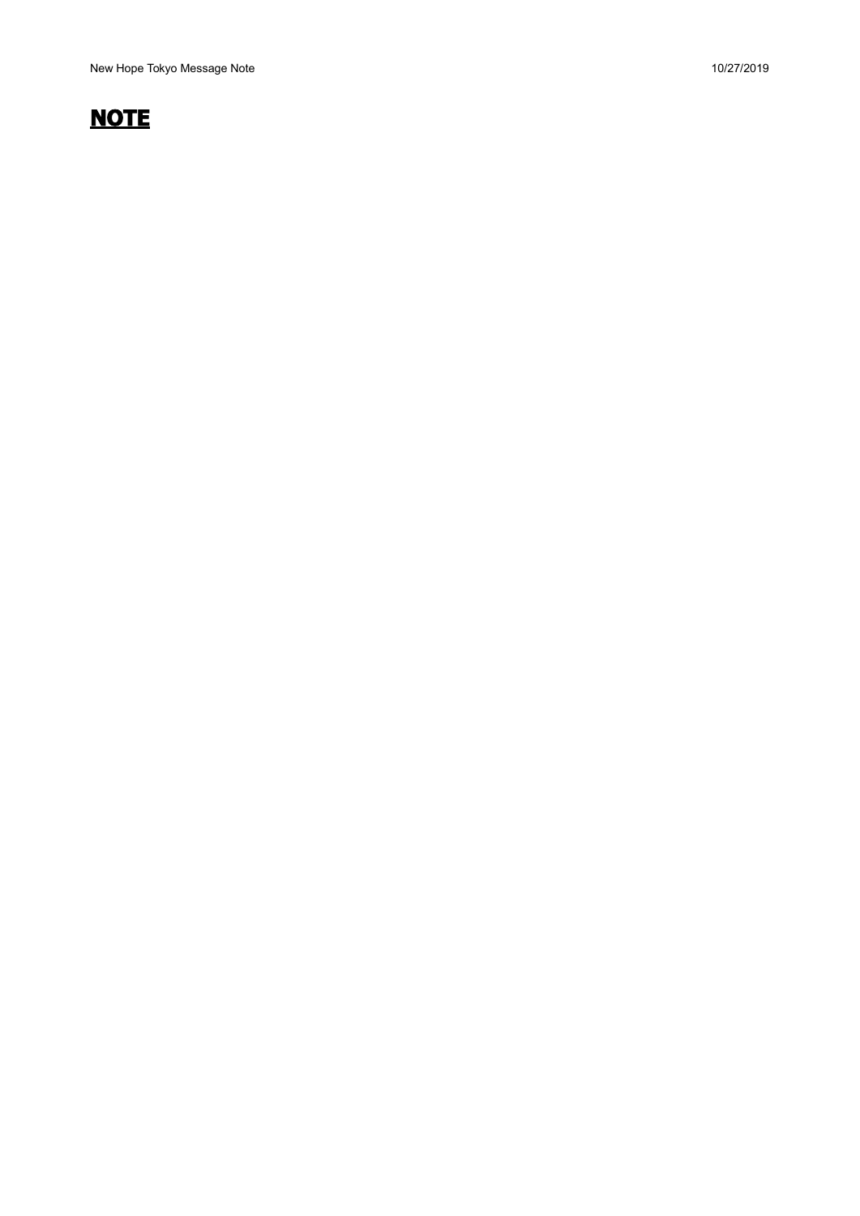**NOTE**